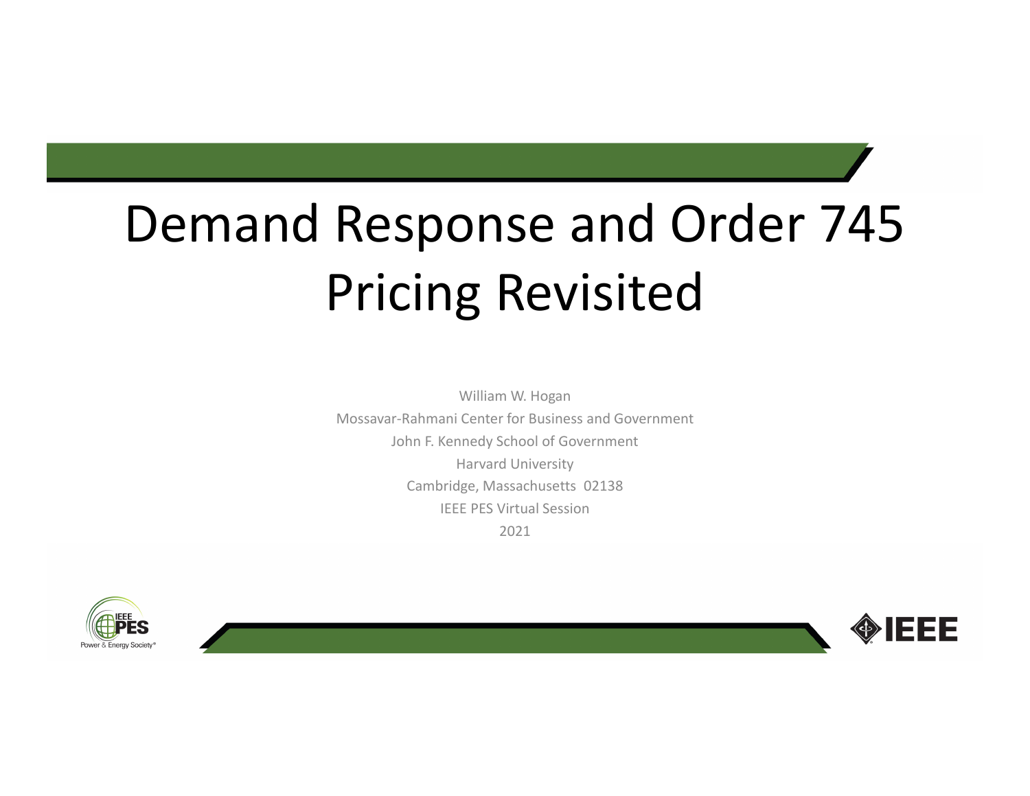# Demand Response and Order 745 Pricing Revisited

William W. Hogan

Mossavar-Rahmani Center for Business and Government

John F. Kennedy School of Government

Harvard University

Cambridge, Massachusetts 02138

IEEE PES Virtual Session

2021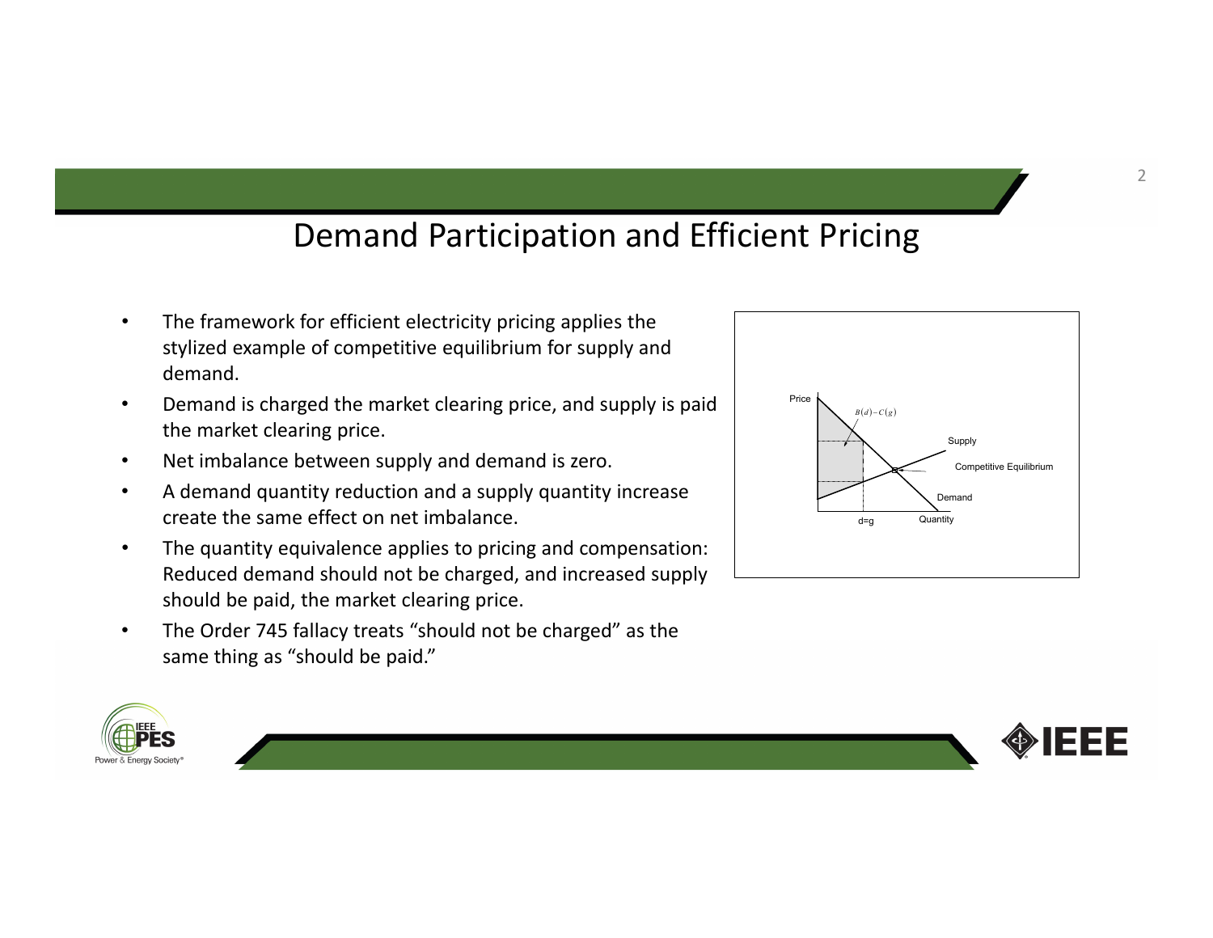# Demand Participation and Efficient Pricing

- The framework for efficient electricity pricing applies the stylized example of competitive equilibrium for supply and demand.
- Demand is charged the market clearing price, and supply is paid the market clearing price.
- Net imbalance between supply and demand is zero.
- A demand quantity reduction and a supply quantity increase create the same effect on net imbalance.
- The quantity equivalence applies to pricing and compensation: Reduced demand should not be charged, and increased supply should be paid, the market clearing price.
- The Order 745 fallacy treats "should not be charged" as the same thing as "should be paid."

Price

$B(d)-C(g)$

Supply

Competitive Equilibrium

Demand

d=g

Quantity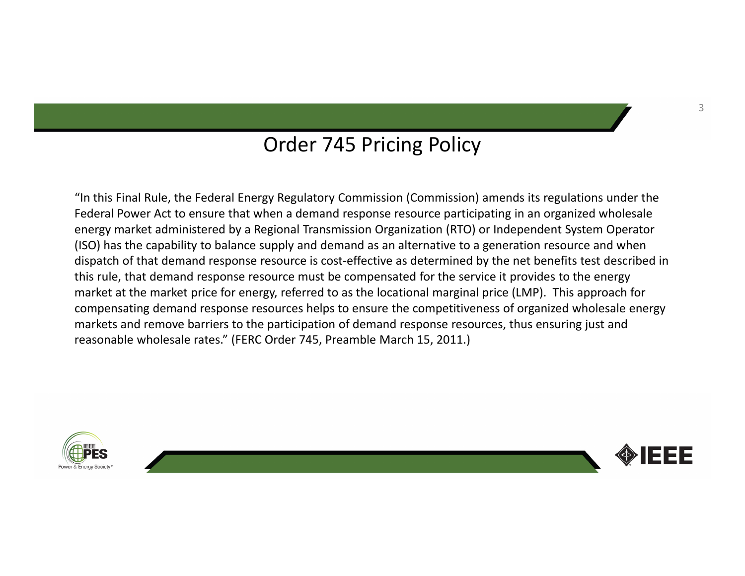# Order 745 Pricing Policy

"In this Final Rule, the Federal Energy Regulatory Commission (Commission) amends its regulations under the Federal Power Act to ensure that when a demand response resource participating in an organized wholesale energy market administered by a Regional Transmission Organization (RTO) or Independent System Operator (ISO) has the capability to balance supply and demand as an alternative to a generation resource and when dispatch of that demand response resource is cost-effective as determined by the net benefits test described in this rule, that demand response resource must be compensated for the service it provides to the energy market at the market price for energy, referred to as the locational marginal price (LMP). This approach for compensating demand response resources helps to ensure the competitiveness of organized wholesale energy markets and remove barriers to the participation of demand response resources, thus ensuring just and reasonable wholesale rates." (FERC Order 745, Preamble March 15, 2011.)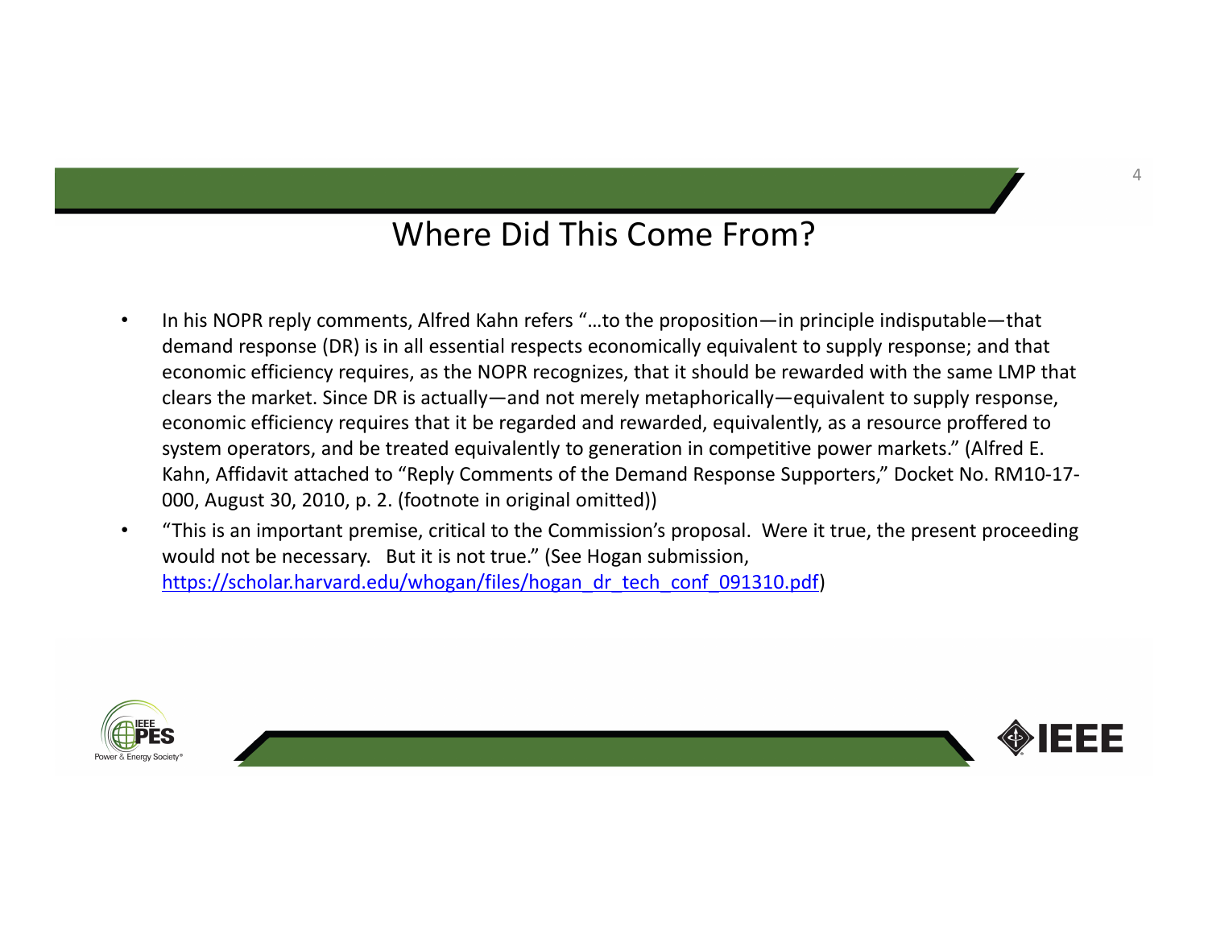# Where Did This Come From?

- In his NOPR reply comments, Alfred Kahn refers "…to the proposition—in principle indisputable—that demand response (DR) is in all essential respects economically equivalent to supply response; and that economic efficiency requires, as the NOPR recognizes, that it should be rewarded with the same LMP that clears the market. Since DR is actually—and not merely metaphorically—equivalent to supply response, economic efficiency requires that it be regarded and rewarded, equivalently, as a resource proffered to system operators, and be treated equivalently to generation in competitive power markets." (Alfred E. Kahn, Affidavit attached to "Reply Comments of the Demand Response Supporters," Docket No. RM10-17-000, August 30, 2010, p. 2. (footnote in original omitted))
- "This is an important premise, critical to the Commission's proposal. Were it true, the present proceeding would not be necessary. But it is not true." (See Hogan submission, https://scholar.harvard.edu/whogan/files/hogan_dr_tech_conf_091310.pdf)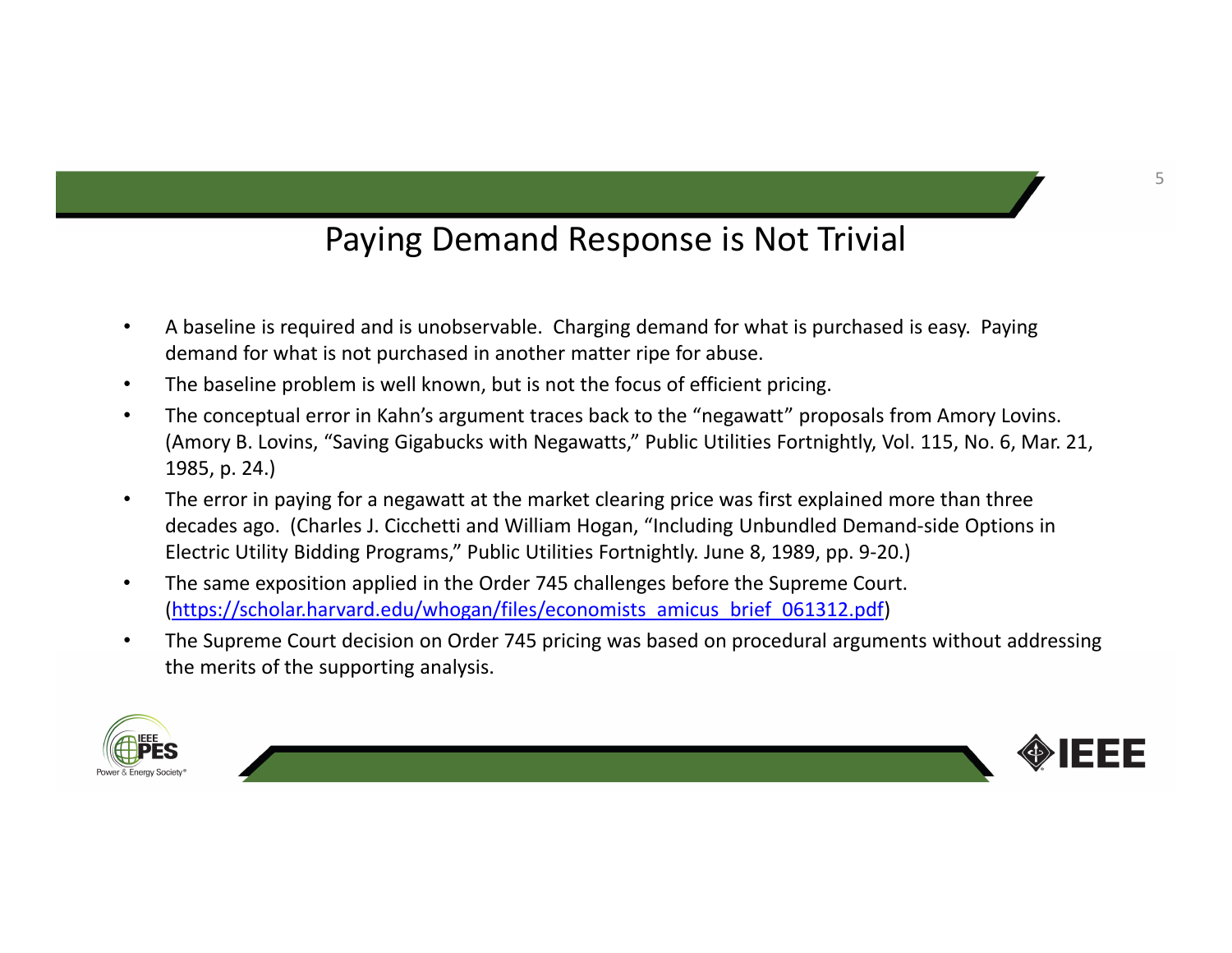# Paying Demand Response is Not Trivial

- A baseline is required and is unobservable. Charging demand for what is purchased is easy. Paying demand for what is not purchased in another matter ripe for abuse.
- The baseline problem is well known, but is not the focus of efficient pricing.
- The conceptual error in Kahn's argument traces back to the "negawatt" proposals from Amory Lovins. (Amory B. Lovins, "Saving Gigabucks with Negawatts," Public Utilities Fortnightly, Vol. 115, No. 6, Mar. 21, 1985, p. 24.)
- The error in paying for a negawatt at the market clearing price was first explained more than three decades ago. (Charles J. Cicchetti and William Hogan, "Including Unbundled Demand-side Options in Electric Utility Bidding Programs," Public Utilities Fortnightly. June 8, 1989, pp. 9-20.)
- The same exposition applied in the Order 745 challenges before the Supreme Court. (https://scholar.harvard.edu/whogan/files/economists_amicus_brief_061312.pdf)
- The Supreme Court decision on Order 745 pricing was based on procedural arguments without addressing the merits of the supporting analysis.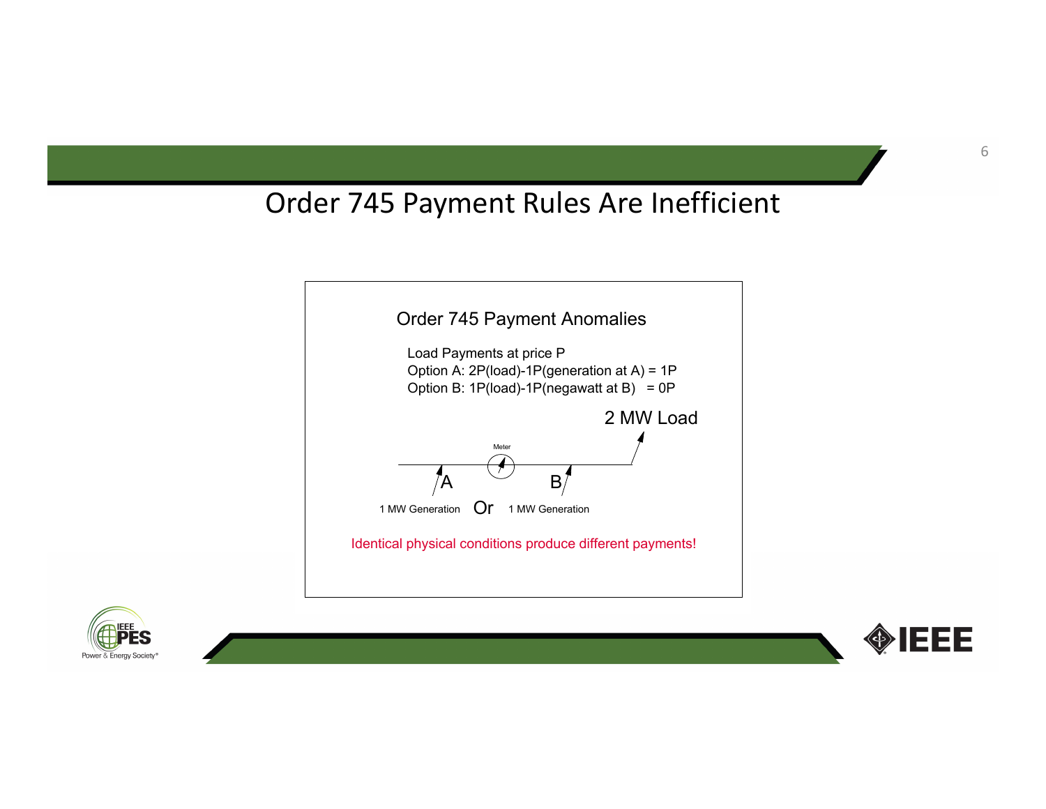# Order 745 Payment Rules Are Inefficient

## Order 745 Payment Anomalies

Load Payments at price P

Option A: 2P(load)-1P(generation at A) = 1P

Option B: 1P(load)-1P(negawatt at B) = 0P

2 MW Load

Meter

A

B

1 MW Generation Or 1 MW Generation

Identical physical conditions produce different payments!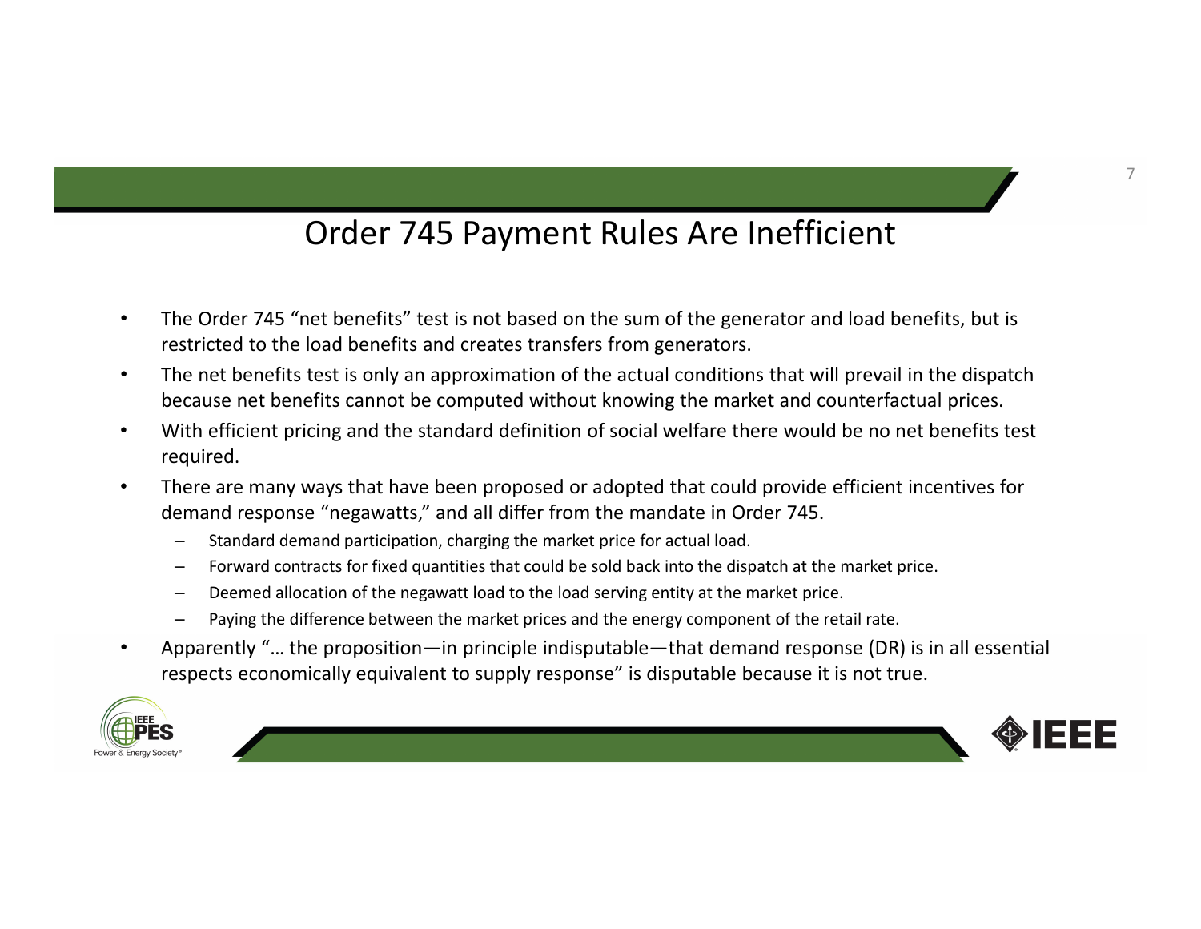# Order 745 Payment Rules Are Inefficient

- The Order 745 "net benefits" test is not based on the sum of the generator and load benefits, but is restricted to the load benefits and creates transfers from generators.
- The net benefits test is only an approximation of the actual conditions that will prevail in the dispatch because net benefits cannot be computed without knowing the market and counterfactual prices.
- With efficient pricing and the standard definition of social welfare there would be no net benefits test required.
- There are many ways that have been proposed or adopted that could provide efficient incentives for demand response "negawatts," and all differ from the mandate in Order 745.
  - Standard demand participation, charging the market price for actual load.
  - Forward contracts for fixed quantities that could be sold back into the dispatch at the market price.
  - Deemed allocation of the negawatt load to the load serving entity at the market price.
  - Paying the difference between the market prices and the energy component of the retail rate.
- Apparently "… the proposition—in principle indisputable—that demand response (DR) is in all essential respects economically equivalent to supply response" is disputable because it is not true.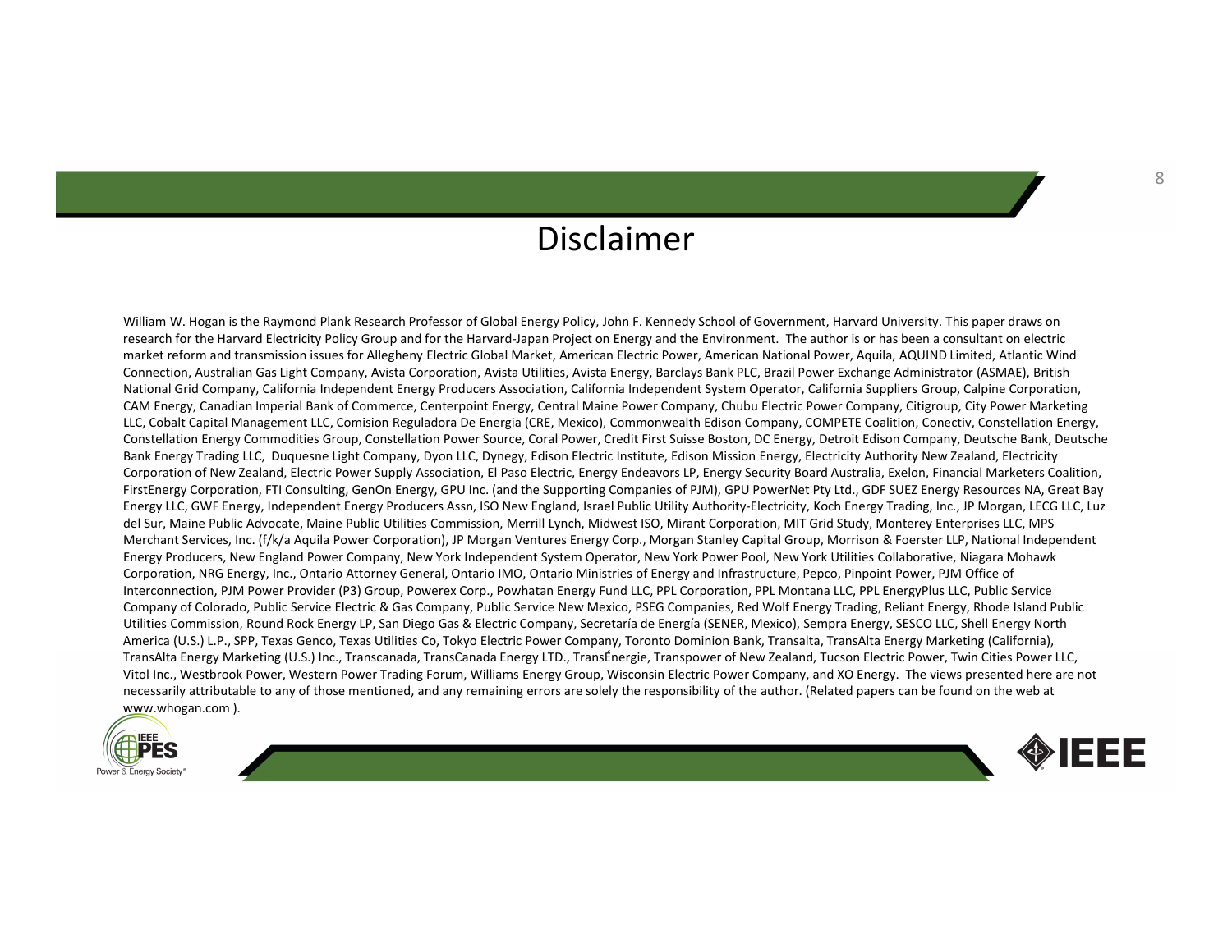# Disclaimer

William W. Hogan is the Raymond Plank Research Professor of Global Energy Policy, John F. Kennedy School of Government, Harvard University. This paper draws on research for the Harvard Electricity Policy Group and for the Harvard-Japan Project on Energy and the Environment. The author is or has been a consultant on electric market reform and transmission issues for Allegheny Electric Global Market, American Electric Power, American National Power, Aquila, AQUIND Limited, Atlantic Wind Connection, Australian Gas Light Company, Avista Corporation, Avista Utilities, Avista Energy, Barclays Bank PLC, Brazil Power Exchange Administrator (ASMAE), British National Grid Company, California Independent Energy Producers Association, California Independent System Operator, California Suppliers Group, Calpine Corporation, CAM Energy, Canadian Imperial Bank of Commerce, Centerpoint Energy, Central Maine Power Company, Chubu Electric Power Company, Citigroup, City Power Marketing LLC, Cobalt Capital Management LLC, Comision Reguladora De Energia (CRE, Mexico), Commonwealth Edison Company, COMPETE Coalition, Conectiv, Constellation Energy, Constellation Energy Commodities Group, Constellation Power Source, Coral Power, Credit First Suisse Boston, DC Energy, Detroit Edison Company, Deutsche Bank, Deutsche Bank Energy Trading LLC, Duquesne Light Company, Dyon LLC, Dynegy, Edison Electric Institute, Edison Mission Energy, Electricity Authority New Zealand, Electricity Corporation of New Zealand, Electric Power Supply Association, El Paso Electric, Energy Endeavors LP, Energy Security Board Australia, Exelon, Financial Marketers Coalition, FirstEnergy Corporation, FTI Consulting, GenOn Energy, GPU Inc. (and the Supporting Companies of PJM), GPU PowerNet Pty Ltd., GDF SUEZ Energy Resources NA, Great Bay Energy LLC, GWF Energy, Independent Energy Producers Assn, ISO New England, Israel Public Utility Authority-Electricity, Koch Energy Trading, Inc., JP Morgan, LECG LLC, Luz del Sur, Maine Public Advocate, Maine Public Utilities Commission, Merrill Lynch, Midwest ISO, Mirant Corporation, MIT Grid Study, Monterey Enterprises LLC, MPS Merchant Services, Inc. (f/k/a Aquila Power Corporation), JP Morgan Ventures Energy Corp., Morgan Stanley Capital Group, Morrison & Foerster LLP, National Independent Energy Producers, New England Power Company, New York Independent System Operator, New York Power Pool, New York Utilities Collaborative, Niagara Mohawk Corporation, NRG Energy, Inc., Ontario Attorney General, Ontario IMO, Ontario Ministries of Energy and Infrastructure, Pepco, Pinpoint Power, PJM Office of Interconnection, PJM Power Provider (P3) Group, Powerex Corp., Powhatan Energy Fund LLC, PPL Corporation, PPL Montana LLC, PPL EnergyPlus LLC, Public Service Company of Colorado, Public Service Electric & Gas Company, Public Service New Mexico, PSEG Companies, Red Wolf Energy Trading, Reliant Energy, Rhode Island Public Utilities Commission, Round Rock Energy LP, San Diego Gas & Electric Company, Secretaría de Energía (SENER, Mexico), Sempra Energy, SESCO LLC, Shell Energy North America (U.S.) L.P., SPP, Texas Genco, Texas Utilities Co, Tokyo Electric Power Company, Toronto Dominion Bank, Transalta, TransAlta Energy Marketing (California), TransAlta Energy Marketing (U.S.) Inc., Transcanada, TransCanada Energy LTD., TransÉnergie, Transpower of New Zealand, Tucson Electric Power, Twin Cities Power LLC, Vitol Inc., Westbrook Power, Western Power Trading Forum, Williams Energy Group, Wisconsin Electric Power Company, and XO Energy. The views presented here are not necessarily attributable to any of those mentioned, and any remaining errors are solely the responsibility of the author. (Related papers can be found on the web at www.whogan.com ).